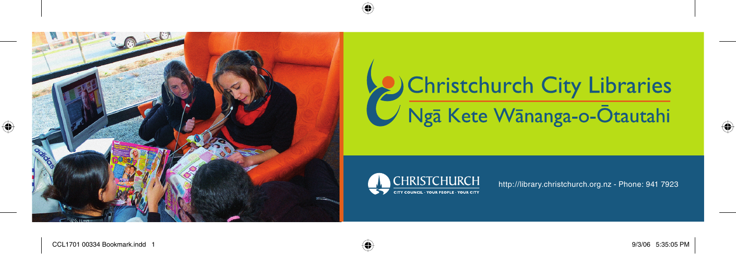# Christchurch City Libraries

## Ngā Kete Wānanga-o-Ōtautahi

CHRISTCHURCH
CITY COUNCIL · YOUR PEOPLE · YOUR CITY

http://library.christchurch.org.nz - Phone: 941 7923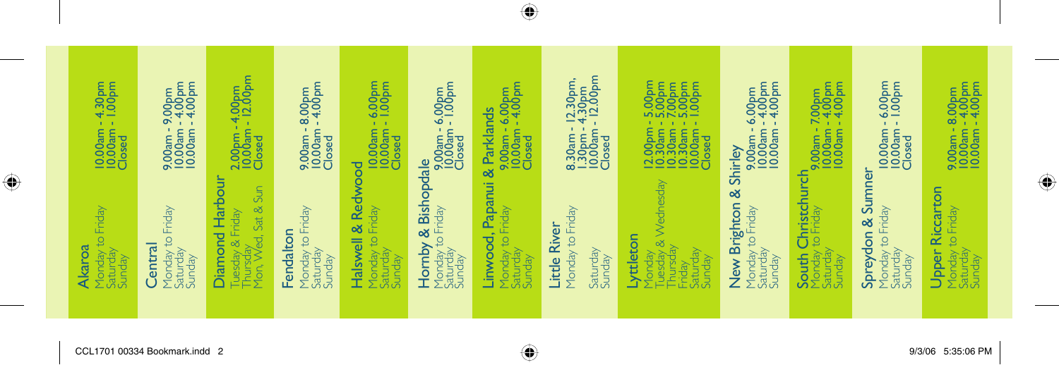## Akaroa

| | |
|---|---|
| Monday to Friday | 10.00am - 4.30pm |
| Saturday | 10.00am - 1.00pm |
| Sunday | Closed |

## Central

| | |
|---|---|
| Monday to Friday | 9.00am - 9.00pm |
| Saturday | 10.00am - 4.00pm |
| Sunday | 10.00am - 4.00pm |

## Diamond Harbour

| | |
|---|---|
| Tuesday & Friday | 2.00pm - 4.00pm |
| Thursday | 10.00am - 12.00pm |
| Mon, Wed, Sat & Sun | Closed |

## Fendalton

| | |
|---|---|
| Monday to Friday | 9.00am - 8.00pm |
| Saturday | 10.00am - 4.00pm |
| Sunday | Closed |

## Halswell & Redwood

| | |
|---|---|
| Monday to Friday | 10.00am - 6.00pm |
| Saturday | 10.00am - 1.00pm |
| Sunday | Closed |

## Hornby & Bishopdale

| | |
|---|---|
| Monday to Friday | 9.00am - 6.00pm |
| Saturday | 10.00am - 1.00pm |
| Sunday | Closed |

## Linwood, Papanui & Parklands

| | |
|---|---|
| Monday to Friday | 9.00am - 6.00pm |
| Saturday | 10.00am - 4.00pm |
| Sunday | Closed |

## Little River

| | |
|---|---|
| Monday to Friday | 8.30am - 12.30pm, 1.30pm - 4.30pm |
| Saturday | 10.00am - 12.00pm |
| Sunday | Closed |

## Lyttleton

| | |
|---|---|
| Monday | 12.00pm - 5.00pm |
| Tuesday & Wednesday | 10.30am - 5.00pm |
| Thursday | 10.30am - 7.00pm |
| Friday | 10.30am - 5.00pm |
| Saturday | 10.00am - 1.00pm |
| Sunday | Closed |

## New Brighton & Shirley

| | |
|---|---|
| Monday to Friday | 9.00am - 6.00pm |
| Saturday | 10.00am - 4.00pm |
| Sunday | 10.00am - 4.00pm |

## South Christchurch

| | |
|---|---|
| Monday to Friday | 9.00am - 7.00pm |
| Saturday | 10.00am - 4.00pm |
| Sunday | 10.00am - 4.00pm |

## Spreydon & Sumner

| | |
|---|---|
| Monday to Friday | 10.00am - 6.00pm |
| Saturday | 10.00am - 1.00pm |
| Sunday | Closed |

## Upper Riccarton

| | |
|---|---|
| Monday to Friday | 9.00am - 8.00pm |
| Saturday | 10.00am - 4.00pm |
| Sunday | 10.00am - 4.00pm |